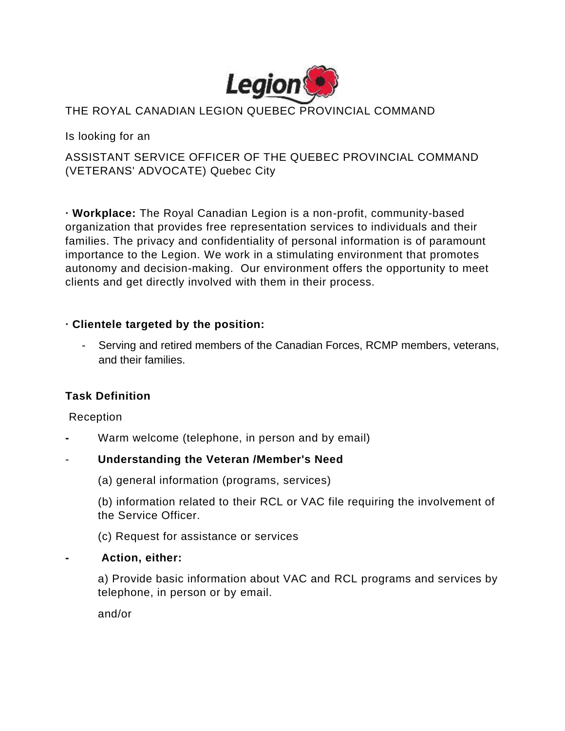Legion

THE ROYAL CANADIAN LEGION QUEBEC PROVINCIAL COMMAND

Is looking for an

ASSISTANT SERVICE OFFICER OF THE QUEBEC PROVINCIAL COMMAND (VETERANS' ADVOCATE) Quebec City

· **Workplace:** The Royal Canadian Legion is a non-profit, community-based organization that provides free representation services to individuals and their families. The privacy and confidentiality of personal information is of paramount importance to the Legion. We work in a stimulating environment that promotes autonomy and decision-making. Our environment offers the opportunity to meet clients and get directly involved with them in their process.

· **Clientele targeted by the position:**

- Serving and retired members of the Canadian Forces, RCMP members, veterans, and their families.

**Task Definition**

Reception

- Warm welcome (telephone, in person and by email)
- **Understanding the Veteran /Member's Need**

  (a) general information (programs, services)

  (b) information related to their RCL or VAC file requiring the involvement of the Service Officer.

  (c) Request for assistance or services

- **Action, either:**

  a) Provide basic information about VAC and RCL programs and services by telephone, in person or by email.

  and/or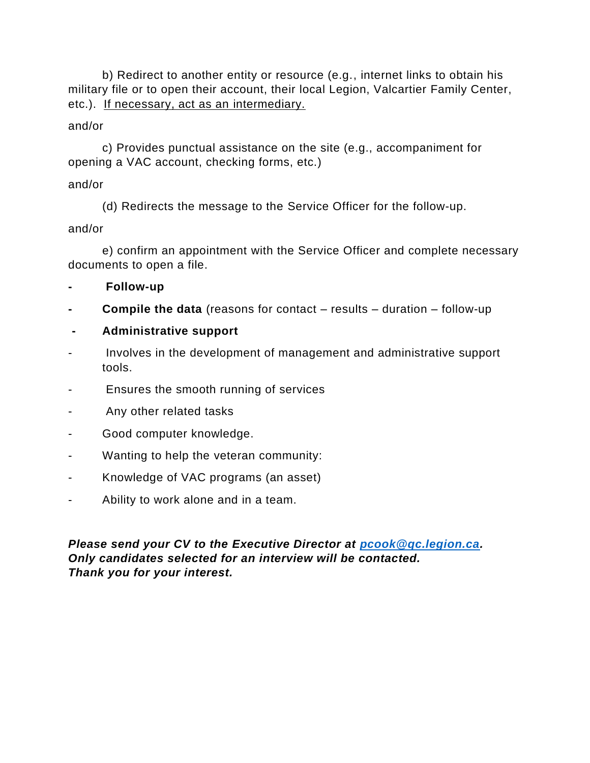b) Redirect to another entity or resource (e.g., internet links to obtain his military file or to open their account, their local Legion, Valcartier Family Center, etc.). If necessary, act as an intermediary.

and/or

c) Provides punctual assistance on the site (e.g., accompaniment for opening a VAC account, checking forms, etc.)

and/or

(d) Redirects the message to the Service Officer for the follow-up.

and/or

e) confirm an appointment with the Service Officer and complete necessary documents to open a file.

- **Follow-up**
- **Compile the data** (reasons for contact – results – duration – follow-up
- **Administrative support**
- Involves in the development of management and administrative support tools.
- Ensures the smooth running of services
- Any other related tasks
- Good computer knowledge.
- Wanting to help the veteran community:
- Knowledge of VAC programs (an asset)
- Ability to work alone and in a team.

***Please send your CV to the Executive Director at [pcook@qc.legion.ca](mailto:pcook@qc.legion.ca).***
***Only candidates selected for an interview will be contacted.***
***Thank you for your interest.***